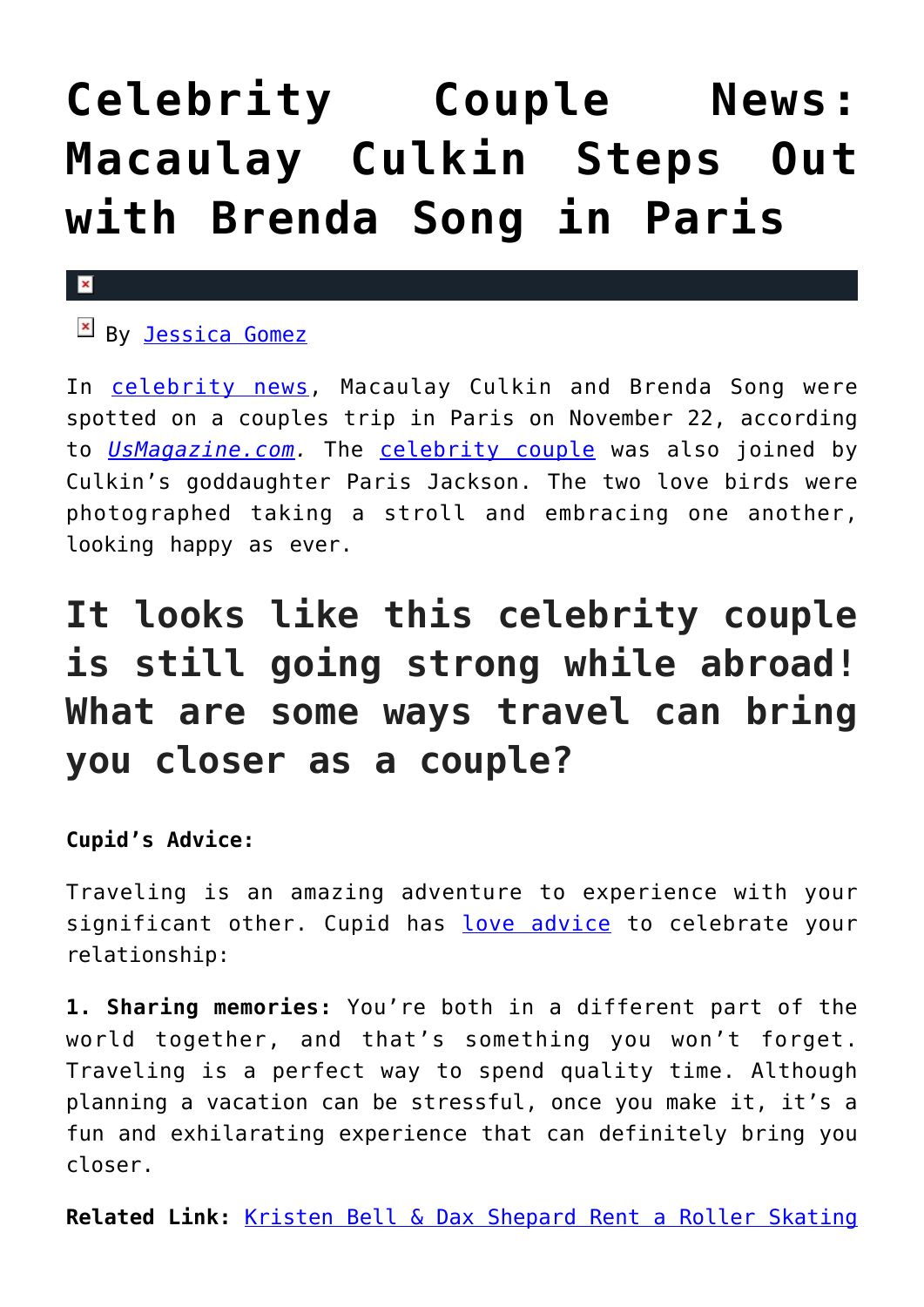# Celebrity Couple News: Macaulay Culkin Steps Out with Brenda Song in Paris

By Jessica Gomez

In celebrity news, Macaulay Culkin and Brenda Song were spotted on a couples trip in Paris on November 22, according to *UsMagazine.com*. The celebrity couple was also joined by Culkin's goddaughter Paris Jackson. The two love birds were photographed taking a stroll and embracing one another, looking happy as ever.

## It looks like this celebrity couple is still going strong while abroad! What are some ways travel can bring you closer as a couple?

**Cupid's Advice:**

Traveling is an amazing adventure to experience with your significant other. Cupid has love advice to celebrate your relationship:

**1. Sharing memories:** You're both in a different part of the world together, and that's something you won't forget. Traveling is a perfect way to spend quality time. Although planning a vacation can be stressful, once you make it, it's a fun and exhilarating experience that can definitely bring you closer.

**Related Link:** Kristen Bell & Dax Shepard Rent a Roller Skating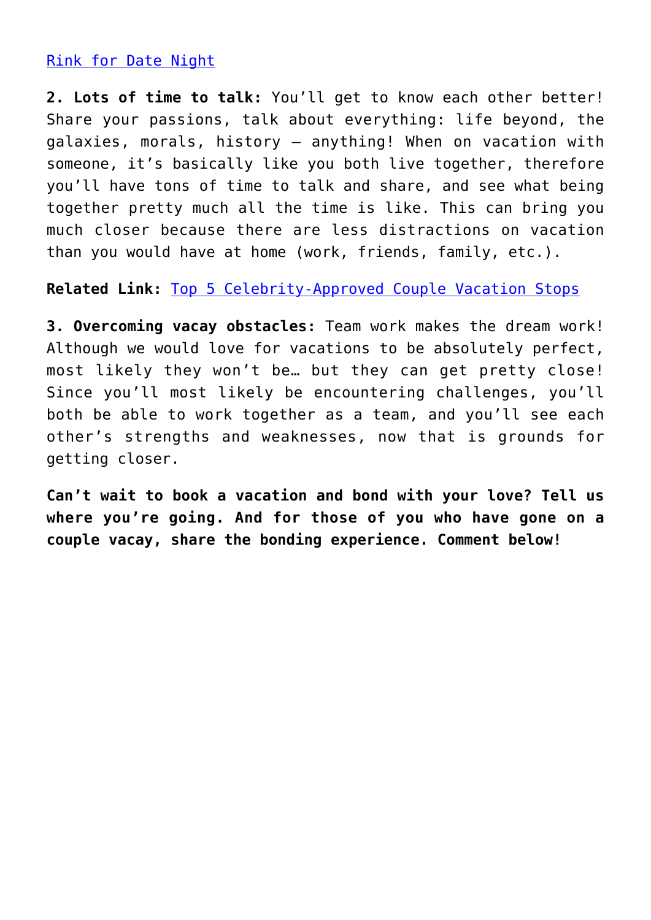[Rink for Date Night]

**2. Lots of time to talk:** You'll get to know each other better! Share your passions, talk about everything: life beyond, the galaxies, morals, history – anything! When on vacation with someone, it's basically like you both live together, therefore you'll have tons of time to talk and share, and see what being together pretty much all the time is like. This can bring you much closer because there are less distractions on vacation than you would have at home (work, friends, family, etc.).

**Related Link:** [Top 5 Celebrity-Approved Couple Vacation Stops]

**3. Overcoming vacay obstacles:** Team work makes the dream work! Although we would love for vacations to be absolutely perfect, most likely they won't be… but they can get pretty close! Since you'll most likely be encountering challenges, you'll both be able to work together as a team, and you'll see each other's strengths and weaknesses, now that is grounds for getting closer.

**Can't wait to book a vacation and bond with your love? Tell us where you're going. And for those of you who have gone on a couple vacay, share the bonding experience. Comment below!**